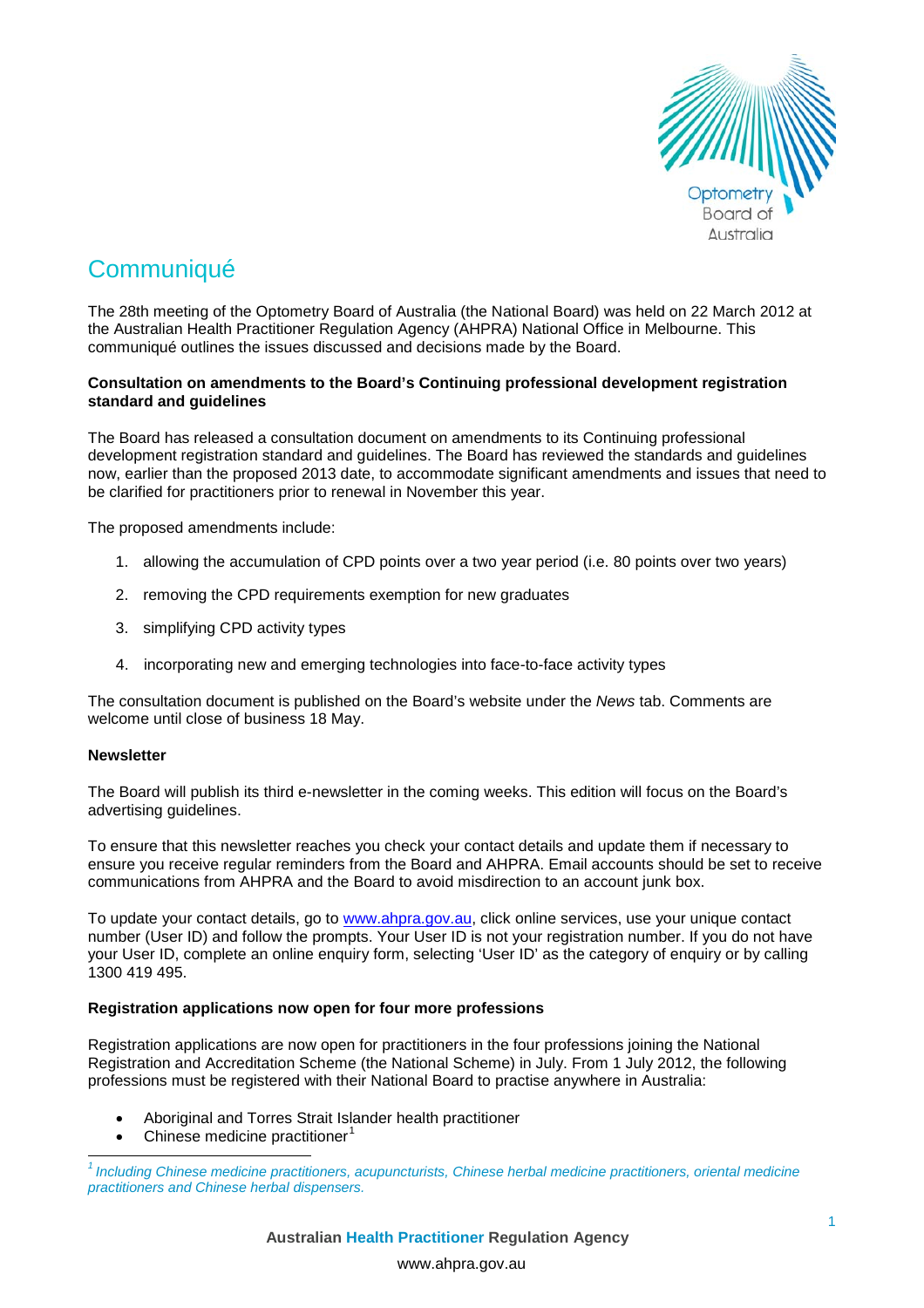# Communiqué

The 28th meeting of the Optometry Board of Australia (the National Board) was held on 22 March 2012 at the Australian Health Practitioner Regulation Agency (AHPRA) National Office in Melbourne. This communiqué outlines the issues discussed and decisions made by the Board.

**Consultation on amendments to the Board's Continuing professional development registration standard and guidelines**

The Board has released a consultation document on amendments to its Continuing professional development registration standard and guidelines. The Board has reviewed the standards and guidelines now, earlier than the proposed 2013 date, to accommodate significant amendments and issues that need to be clarified for practitioners prior to renewal in November this year.

The proposed amendments include:

1. allowing the accumulation of CPD points over a two year period (i.e. 80 points over two years)
2. removing the CPD requirements exemption for new graduates
3. simplifying CPD activity types
4. incorporating new and emerging technologies into face-to-face activity types

The consultation document is published on the Board's website under the *News* tab. Comments are welcome until close of business 18 May.

**Newsletter**

The Board will publish its third e-newsletter in the coming weeks. This edition will focus on the Board's advertising guidelines.

To ensure that this newsletter reaches you check your contact details and update them if necessary to ensure you receive regular reminders from the Board and AHPRA. Email accounts should be set to receive communications from AHPRA and the Board to avoid misdirection to an account junk box.

To update your contact details, go to [www.ahpra.gov.au](http://www.ahpra.gov.au), click online services, use your unique contact number (User ID) and follow the prompts. Your User ID is not your registration number. If you do not have your User ID, complete an online enquiry form, selecting 'User ID' as the category of enquiry or by calling 1300 419 495.

**Registration applications now open for four more professions**

Registration applications are now open for practitioners in the four professions joining the National Registration and Accreditation Scheme (the National Scheme) in July. From 1 July 2012, the following professions must be registered with their National Board to practise anywhere in Australia:

- Aboriginal and Torres Strait Islander health practitioner
- Chinese medicine practitioner[1]

[1] *Including Chinese medicine practitioners, acupuncturists, Chinese herbal medicine practitioners, oriental medicine practitioners and Chinese herbal dispensers.*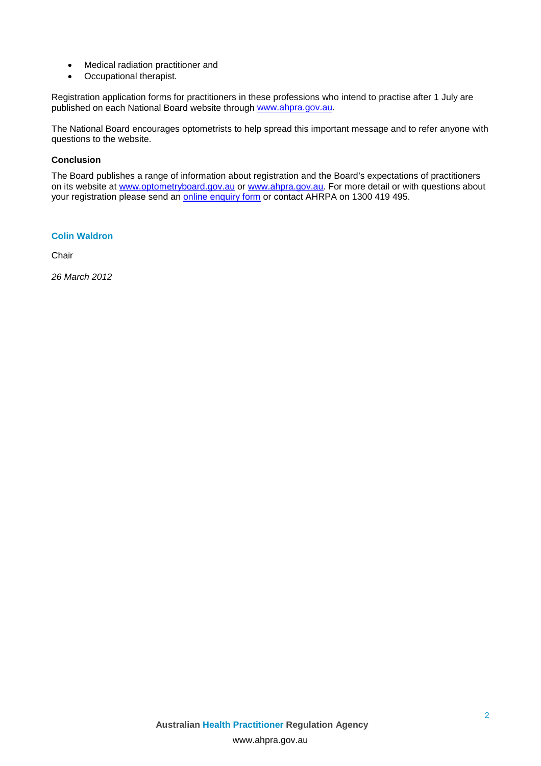- Medical radiation practitioner and
- Occupational therapist.

Registration application forms for practitioners in these professions who intend to practise after 1 July are published on each National Board website through www.ahpra.gov.au.

The National Board encourages optometrists to help spread this important message and to refer anyone with questions to the website.

**Conclusion**

The Board publishes a range of information about registration and the Board's expectations of practitioners on its website at www.optometryboard.gov.au or www.ahpra.gov.au. For more detail or with questions about your registration please send an online enquiry form or contact AHRPA on 1300 419 495.

**Colin Waldron**

Chair

*26 March 2012*